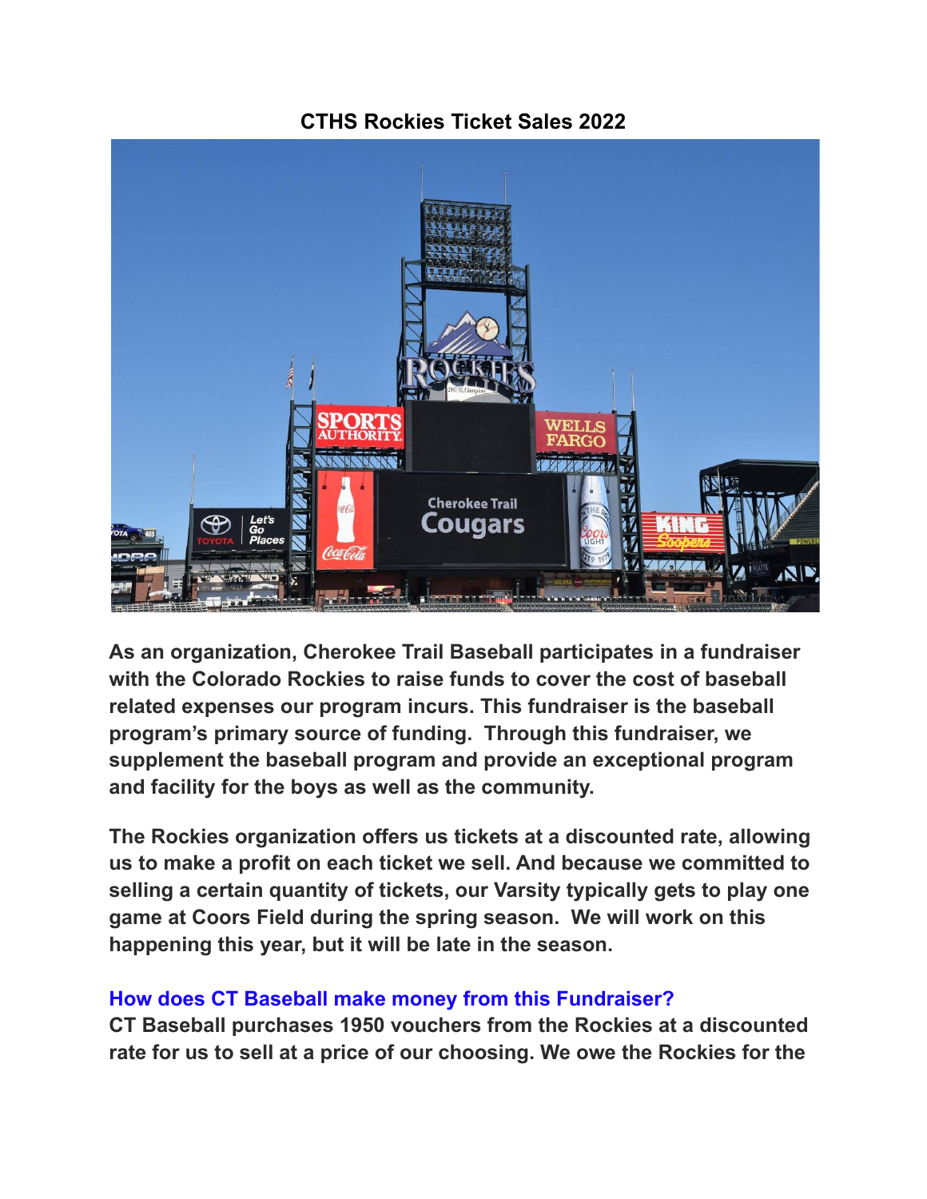# CTHS Rockies Ticket Sales 2022

**As an organization, Cherokee Trail Baseball participates in a fundraiser with the Colorado Rockies to raise funds to cover the cost of baseball related expenses our program incurs. This fundraiser is the baseball program's primary source of funding. Through this fundraiser, we supplement the baseball program and provide an exceptional program and facility for the boys as well as the community.**

**The Rockies organization offers us tickets at a discounted rate, allowing us to make a profit on each ticket we sell. And because we committed to selling a certain quantity of tickets, our Varsity typically gets to play one game at Coors Field during the spring season. We will work on this happening this year, but it will be late in the season.**

## How does CT Baseball make money from this Fundraiser?

**CT Baseball purchases 1950 vouchers from the Rockies at a discounted rate for us to sell at a price of our choosing. We owe the Rockies for the**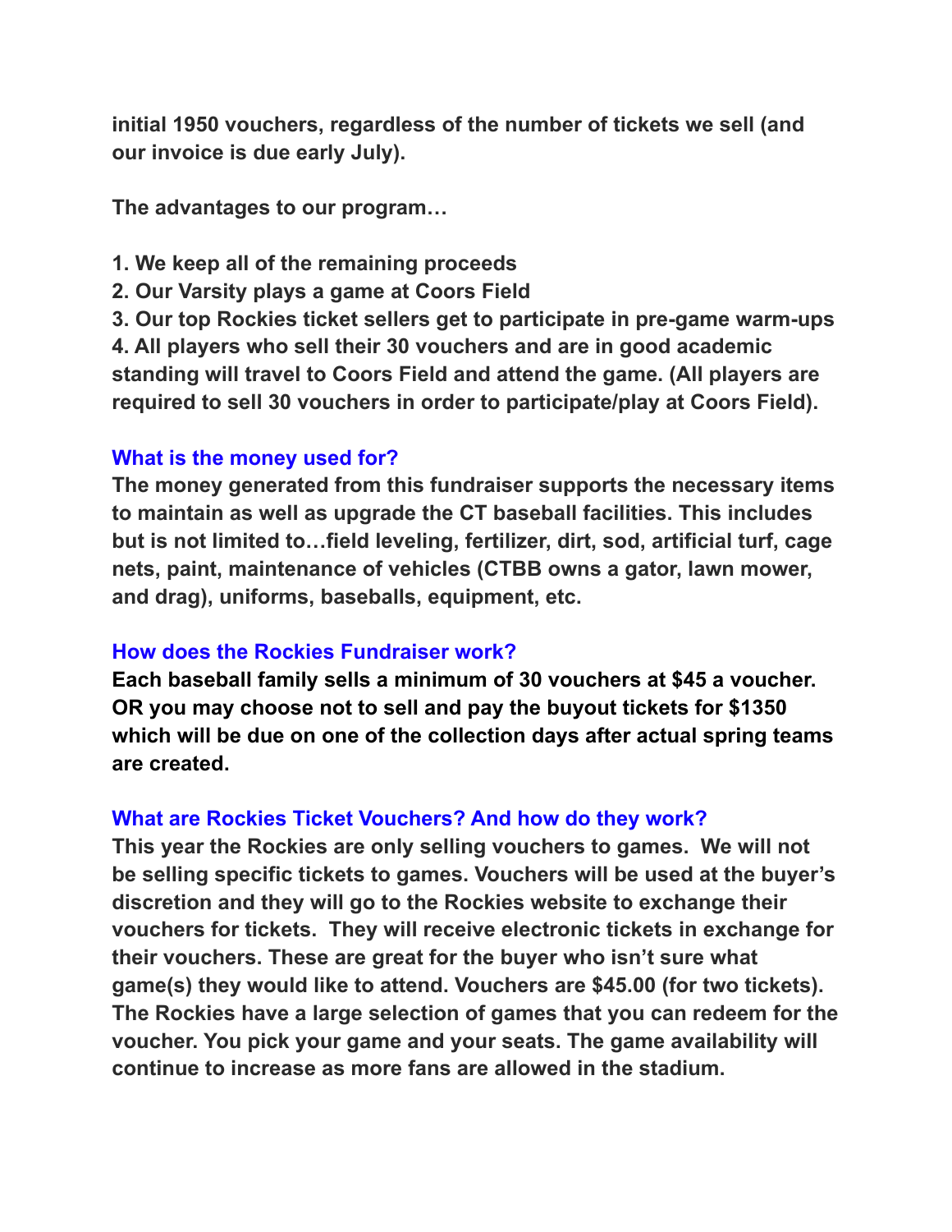**initial 1950 vouchers, regardless of the number of tickets we sell (and our invoice is due early July).**

**The advantages to our program…**

1. **We keep all of the remaining proceeds**
2. **Our Varsity plays a game at Coors Field**
3. **Our top Rockies ticket sellers get to participate in pre-game warm-ups**
4. **All players who sell their 30 vouchers and are in good academic standing will travel to Coors Field and attend the game. (All players are required to sell 30 vouchers in order to participate/play at Coors Field).**

### What is the money used for?

**The money generated from this fundraiser supports the necessary items to maintain as well as upgrade the CT baseball facilities. This includes but is not limited to…field leveling, fertilizer, dirt, sod, artificial turf, cage nets, paint, maintenance of vehicles (CTBB owns a gator, lawn mower, and drag), uniforms, baseballs, equipment, etc.**

### How does the Rockies Fundraiser work?

**Each baseball family sells a minimum of 30 vouchers at $45 a voucher. OR you may choose not to sell and pay the buyout tickets for $1350 which will be due on one of the collection days after actual spring teams are created.**

### What are Rockies Ticket Vouchers? And how do they work?

**This year the Rockies are only selling vouchers to games. We will not be selling specific tickets to games. Vouchers will be used at the buyer's discretion and they will go to the Rockies website to exchange their vouchers for tickets. They will receive electronic tickets in exchange for their vouchers. These are great for the buyer who isn't sure what game(s) they would like to attend. Vouchers are $45.00 (for two tickets). The Rockies have a large selection of games that you can redeem for the voucher. You pick your game and your seats. The game availability will continue to increase as more fans are allowed in the stadium.**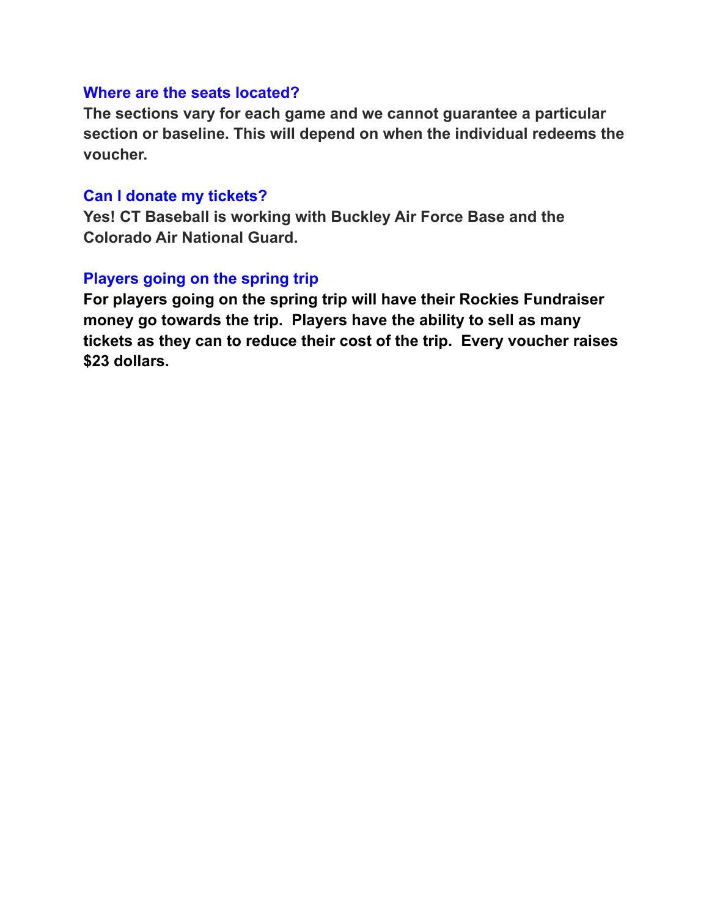### Where are the seats located?

**The sections vary for each game and we cannot guarantee a particular section or baseline. This will depend on when the individual redeems the voucher.**

### Can I donate my tickets?

**Yes! CT Baseball is working with Buckley Air Force Base and the Colorado Air National Guard.**

### Players going on the spring trip

**For players going on the spring trip will have their Rockies Fundraiser money go towards the trip.  Players have the ability to sell as many tickets as they can to reduce their cost of the trip.  Every voucher raises $23 dollars.**